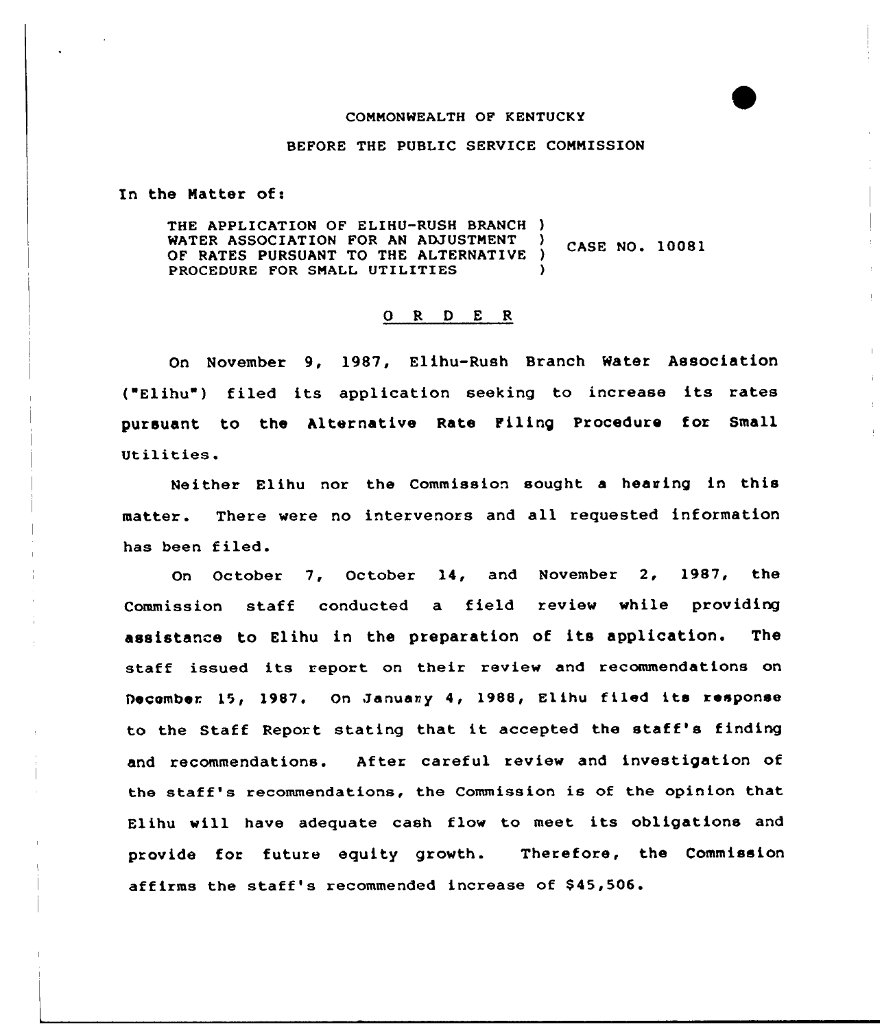COMMONWEALTH OF KENTUCKY

BEFORE THE PUBLIC SERVICE COMMISSION

In the Matter of:

THE APPLICATION OF ELIHU-RUSH BRANCH WATER ASSOCIATION FOR AN ADJUSTMENT OF RATES PURSUANT TO THE ALTERNATIVE PROCEDURE FOR SMALL UTILITIES ) CASE NO. 10081

## O R D E R

On November 9, 1987, Elihu-Rush Branch Water Association ("Elihu") filed its application seeking to increase its rates pursuant to the Alternative Rate Filing Procedure for Small Utilities.

Neither Elihu nor the Commission sought a hearing in this matter. There were no intervenors and all requested information has been filed.

On October 7, October 14, and November 2, 1987, the Commission staff conducted a field review while providing assistance to Elihu in the preparation of its application. The staff issued its report on their review and recommendations on December 15, 1987. On January 4, 1988, Elihu filed its response to the Staff Report stating that it accepted the staff's finding and recommendations. After careful review and investigation of the staff's recommendations, the Commission is of the opinion that Elihu will have adequate cash flow to meet its obligations and provide for future equity growth. Therefore, the Commission affirms the staff's recommended increase of $45,506.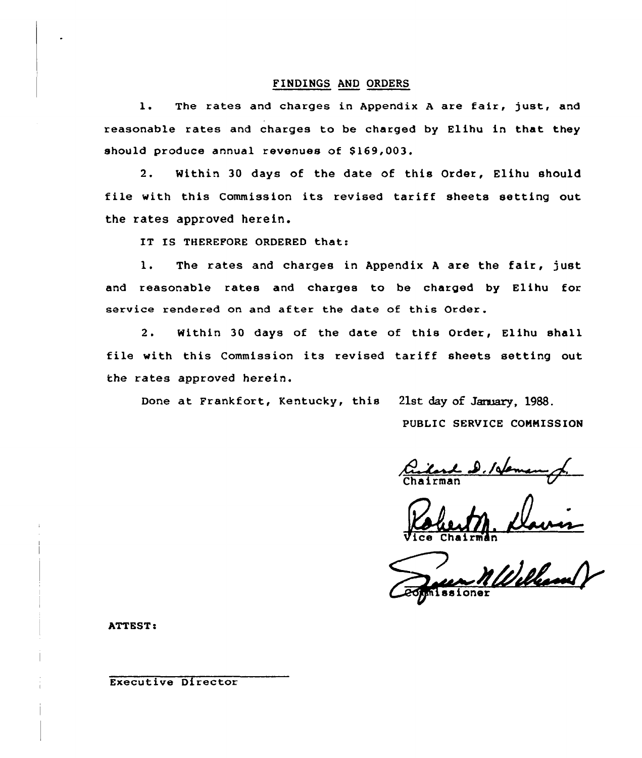## FINDINGS AND ORDERS

1. The rates and charges in Appendix A are fair, just, and reasonable rates and charges to be charged by Elihu in that they should produce annual revenues of $169,003.

2. Within 30 days of the date of this Order, Elihu should file with this Commission its revised tariff sheets setting out the rates approved herein.

IT IS THEREFORE ORDERED that:

1. The rates and charges in Appendix A are the fair, just and reasonable rates and charges to be charged by Elihu for service rendered on and after the date of this Order.

2. Within 30 days of the date of this Order, Elihu shall file with this Commission its revised tariff sheets setting out the rates approved herein.

Done at Frankfort, Kentucky, this 21st day of January, 1988.

PUBLIC SERVICE COMMISSION

Chairman

Vice Chairman

Commissioner

ATTEST:

Executive Director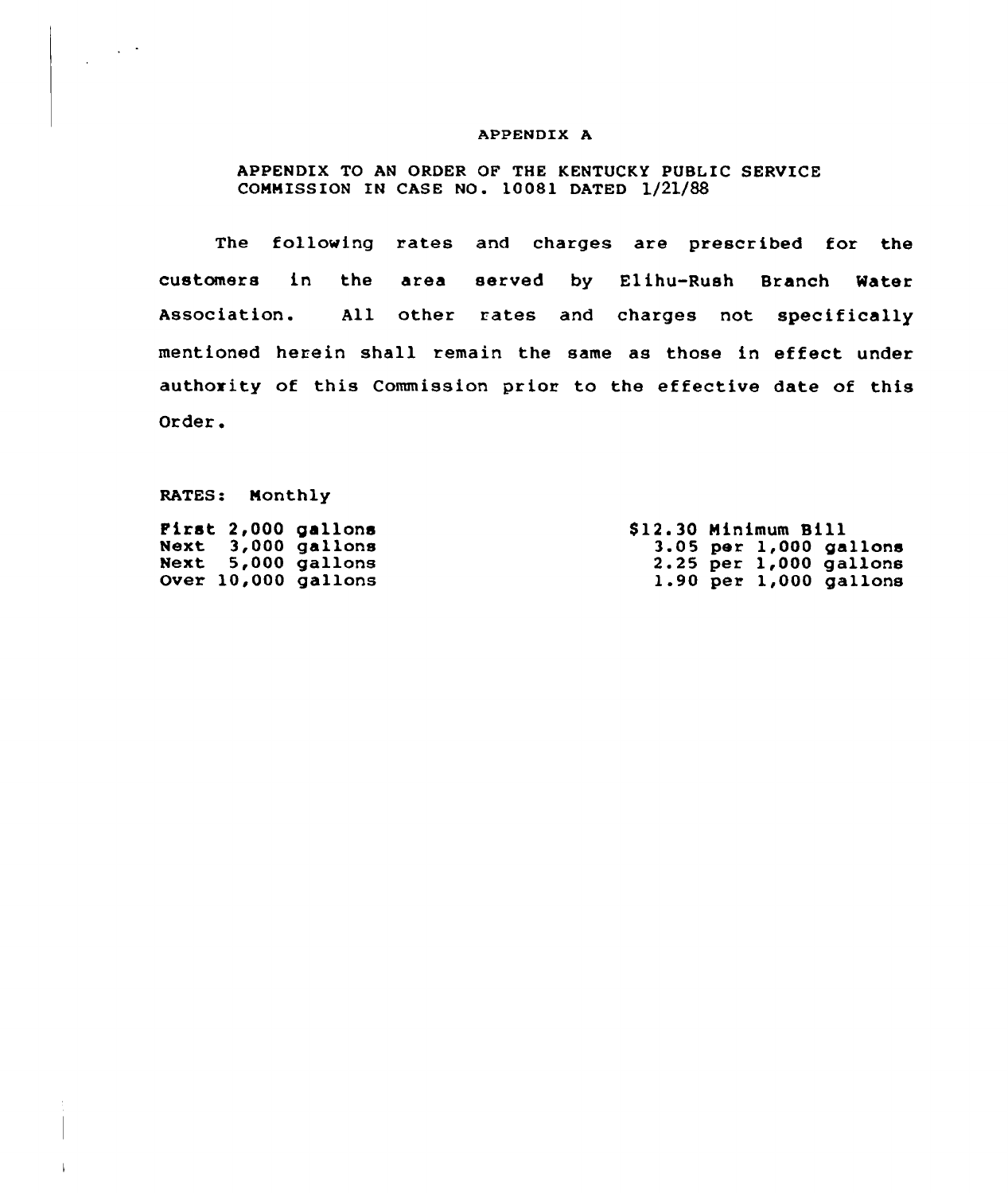# APPENDIX A

APPENDIX TO AN ORDER OF THE KENTUCKY PUBLIC SERVICE COMMISSION IN CASE NO. 10081 DATED 1/21/88

The following rates and charges are prescribed for the customers in the area served by Elihu-Rush Branch Water Association. All other rates and charges not specifically mentioned herein shall remain the same as those in effect under authority of this Commission prior to the effective date of this Order.

RATES: Monthly

| | |
|---|---|
| First 2,000 gallons | $12.30 Minimum Bill |
| Next 3,000 gallons | 3.05 per 1,000 gallons |
| Next 5,000 gallons | 2.25 per 1,000 gallons |
| Over 10,000 gallons | 1.90 per 1,000 gallons |